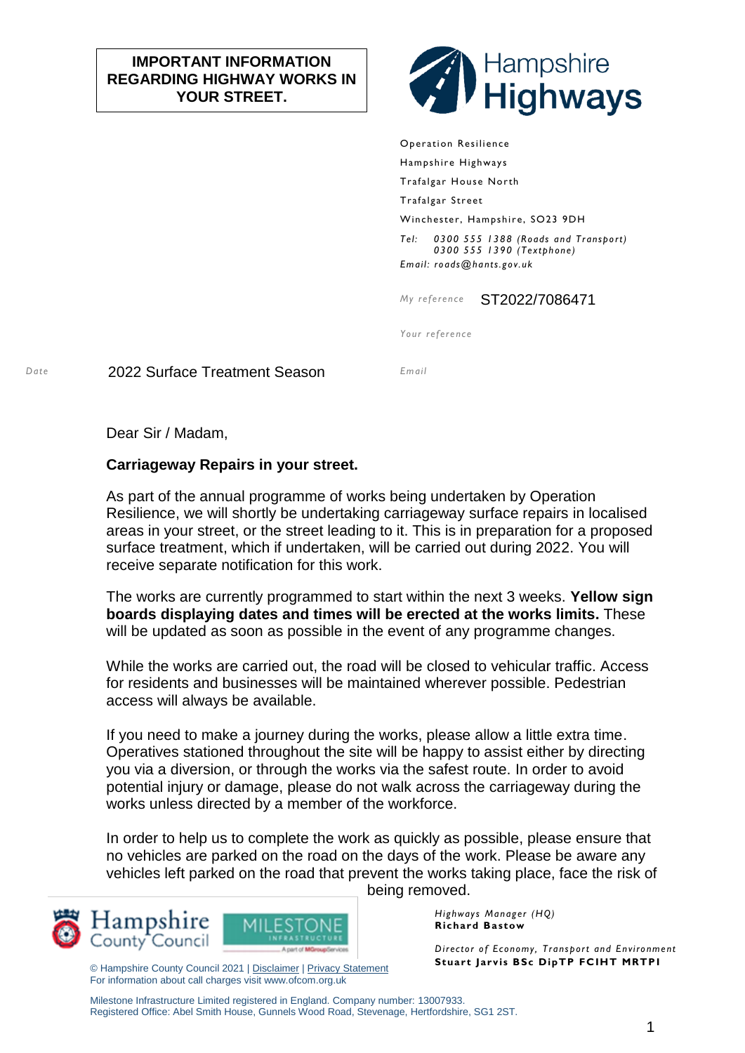**IMPORTANT INFORMATION REGARDING HIGHWAY WORKS IN YOUR STREET.**

Hampshire Highways

Operation Resilience
Hampshire Highways
Trafalgar House North
Trafalgar Street
Winchester, Hampshire, SO23 9DH

*Tel: 0300 555 1388 (Roads and Transport)*
*0300 555 1390 (Textphone)*
*Email: roads@hants.gov.uk*

*My reference* ST2022/7086471

*Your reference*

*Date* 2022 Surface Treatment Season

*Email*

Dear Sir / Madam,

**Carriageway Repairs in your street.**

As part of the annual programme of works being undertaken by Operation Resilience, we will shortly be undertaking carriageway surface repairs in localised areas in your street, or the street leading to it. This is in preparation for a proposed surface treatment, which if undertaken, will be carried out during 2022. You will receive separate notification for this work.

The works are currently programmed to start within the next 3 weeks. **Yellow sign boards displaying dates and times will be erected at the works limits.** These will be updated as soon as possible in the event of any programme changes.

While the works are carried out, the road will be closed to vehicular traffic. Access for residents and businesses will be maintained wherever possible. Pedestrian access will always be available.

If you need to make a journey during the works, please allow a little extra time. Operatives stationed throughout the site will be happy to assist either by directing you via a diversion, or through the works via the safest route. In order to avoid potential injury or damage, please do not walk across the carriageway during the works unless directed by a member of the workforce.

In order to help us to complete the work as quickly as possible, please ensure that no vehicles are parked on the road on the days of the work. Please be aware any vehicles left parked on the road that prevent the works taking place, face the risk of being removed.

Hampshire County Council | MILESTONE INFRASTRUCTURE – A part of MGroupServices

*Highways Manager (HQ)*
**Richard Bastow**

*Director of Economy, Transport and Environment*
**Stuart Jarvis BSc DipTP FCIHT MRTPI**

© Hampshire County Council 2021 | Disclaimer | Privacy Statement
For information about call charges visit www.ofcom.org.uk

Milestone Infrastructure Limited registered in England. Company number: 13007933.
Registered Office: Abel Smith House, Gunnels Wood Road, Stevenage, Hertfordshire, SG1 2ST.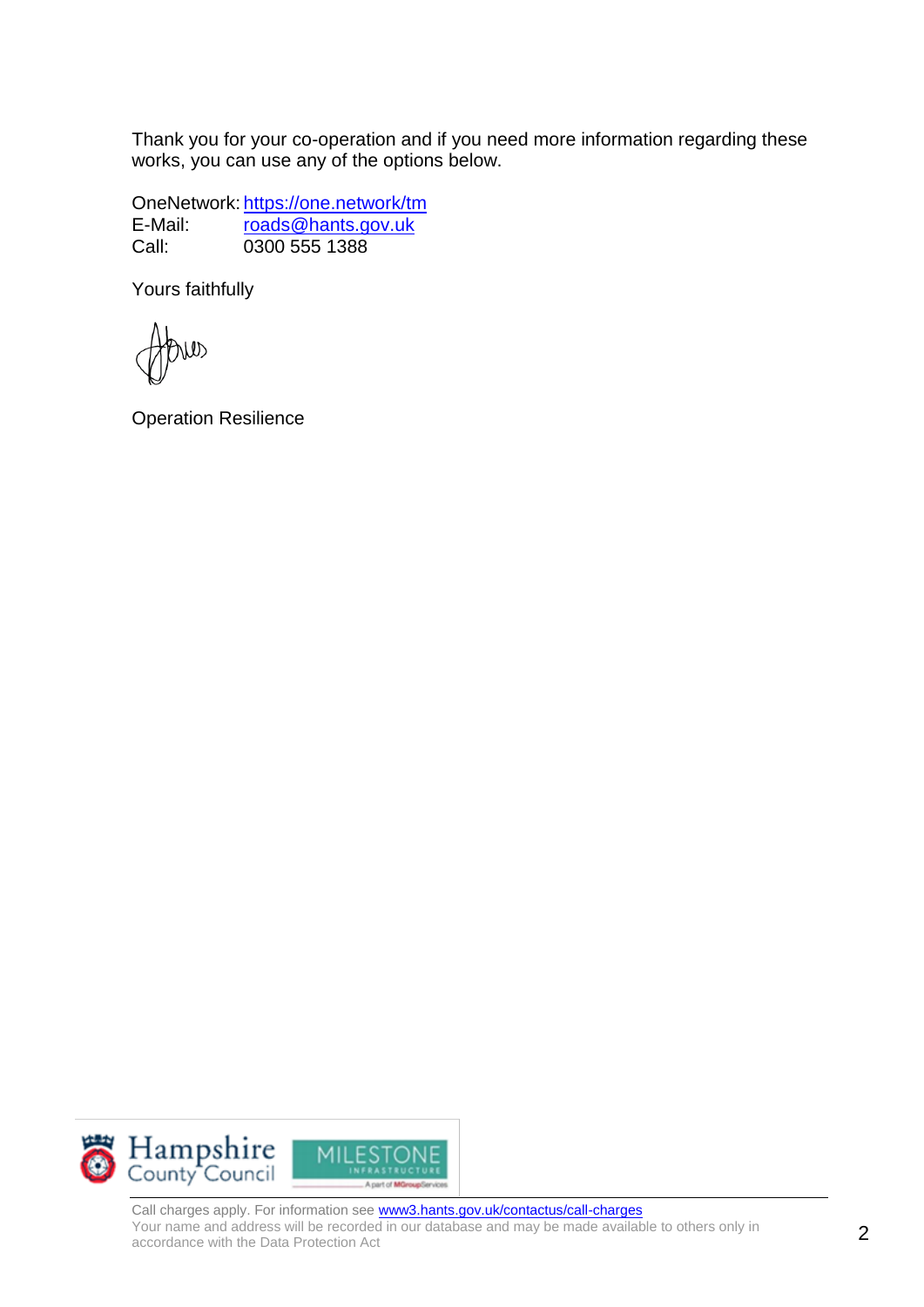Thank you for your co-operation and if you need more information regarding these works, you can use any of the options below.

OneNetwork: https://one.network/tm
E-Mail: roads@hants.gov.uk
Call: 0300 555 1388

Yours faithfully

Operation Resilience

Call charges apply. For information see www3.hants.gov.uk/contactus/call-charges
Your name and address will be recorded in our database and may be made available to others only in accordance with the Data Protection Act